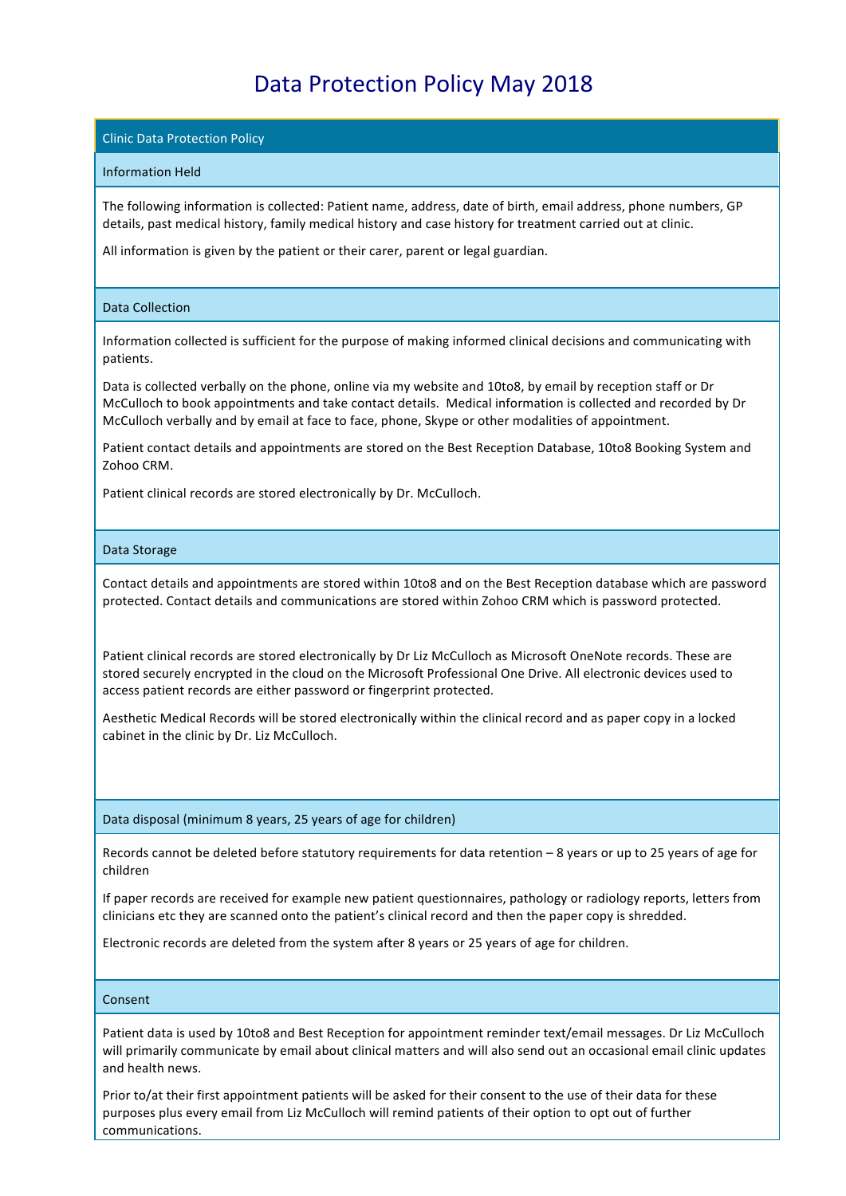# Data Protection Policy May 2018

## Clinic Data Protection Policy

### Information Held

The following information is collected: Patient name, address, date of birth, email address, phone numbers, GP details, past medical history, family medical history and case history for treatment carried out at clinic.

All information is given by the patient or their carer, parent or legal guardian.

### Data Collection

Information collected is sufficient for the purpose of making informed clinical decisions and communicating with patients.

Data is collected verbally on the phone, online via my website and 10to8, by email by reception staff or Dr McCulloch to book appointments and take contact details. Medical information is collected and recorded by Dr McCulloch verbally and by email at face to face, phone, Skype or other modalities of appointment.

Patient contact details and appointments are stored on the Best Reception Database, 10to8 Booking System and Zohoo CRM.

Patient clinical records are stored electronically by Dr. McCulloch.

### Data Storage

Contact details and appointments are stored within 10to8 and on the Best Reception database which are password protected. Contact details and communications are stored within Zohoo CRM which is password protected.

Patient clinical records are stored electronically by Dr Liz McCulloch as Microsoft OneNote records. These are stored securely encrypted in the cloud on the Microsoft Professional One Drive. All electronic devices used to access patient records are either password or fingerprint protected.

Aesthetic Medical Records will be stored electronically within the clinical record and as paper copy in a locked cabinet in the clinic by Dr. Liz McCulloch.

### Data disposal (minimum 8 years, 25 years of age for children)

Records cannot be deleted before statutory requirements for data retention – 8 years or up to 25 years of age for children

If paper records are received for example new patient questionnaires, pathology or radiology reports, letters from clinicians etc they are scanned onto the patient's clinical record and then the paper copy is shredded.

Electronic records are deleted from the system after 8 years or 25 years of age for children.

### Consent

Patient data is used by 10to8 and Best Reception for appointment reminder text/email messages. Dr Liz McCulloch will primarily communicate by email about clinical matters and will also send out an occasional email clinic updates and health news.

Prior to/at their first appointment patients will be asked for their consent to the use of their data for these purposes plus every email from Liz McCulloch will remind patients of their option to opt out of further communications.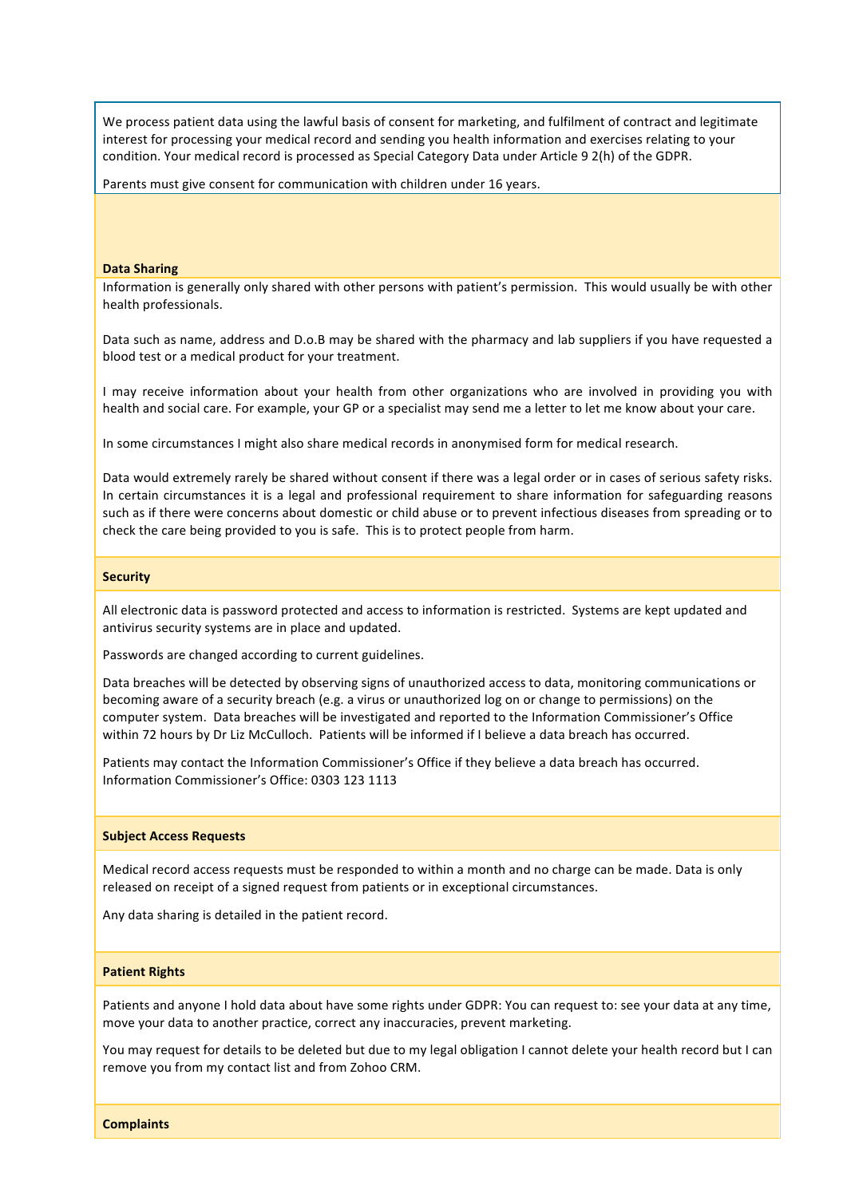We process patient data using the lawful basis of consent for marketing, and fulfilment of contract and legitimate interest for processing your medical record and sending you health information and exercises relating to your condition. Your medical record is processed as Special Category Data under Article 9 2(h) of the GDPR.

Parents must give consent for communication with children under 16 years.

**Data Sharing**

Information is generally only shared with other persons with patient's permission. This would usually be with other health professionals.

Data such as name, address and D.o.B may be shared with the pharmacy and lab suppliers if you have requested a blood test or a medical product for your treatment.

I may receive information about your health from other organizations who are involved in providing you with health and social care. For example, your GP or a specialist may send me a letter to let me know about your care.

In some circumstances I might also share medical records in anonymised form for medical research.

Data would extremely rarely be shared without consent if there was a legal order or in cases of serious safety risks. In certain circumstances it is a legal and professional requirement to share information for safeguarding reasons such as if there were concerns about domestic or child abuse or to prevent infectious diseases from spreading or to check the care being provided to you is safe. This is to protect people from harm.

**Security**

All electronic data is password protected and access to information is restricted. Systems are kept updated and antivirus security systems are in place and updated.

Passwords are changed according to current guidelines.

Data breaches will be detected by observing signs of unauthorized access to data, monitoring communications or becoming aware of a security breach (e.g. a virus or unauthorized log on or change to permissions) on the computer system. Data breaches will be investigated and reported to the Information Commissioner's Office within 72 hours by Dr Liz McCulloch. Patients will be informed if I believe a data breach has occurred.

Patients may contact the Information Commissioner's Office if they believe a data breach has occurred.
Information Commissioner's Office: 0303 123 1113

**Subject Access Requests**

Medical record access requests must be responded to within a month and no charge can be made. Data is only released on receipt of a signed request from patients or in exceptional circumstances.

Any data sharing is detailed in the patient record.

**Patient Rights**

Patients and anyone I hold data about have some rights under GDPR: You can request to: see your data at any time, move your data to another practice, correct any inaccuracies, prevent marketing.

You may request for details to be deleted but due to my legal obligation I cannot delete your health record but I can remove you from my contact list and from Zohoo CRM.

**Complaints**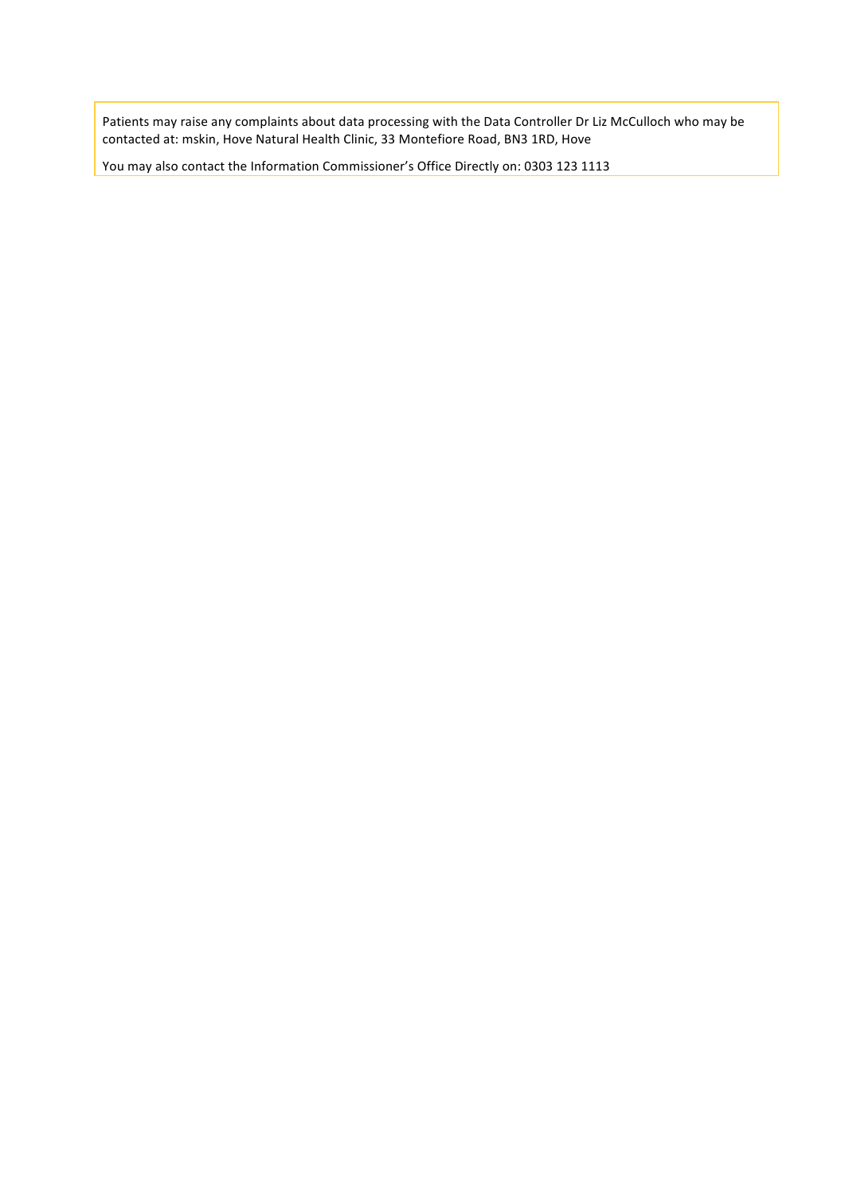Patients may raise any complaints about data processing with the Data Controller Dr Liz McCulloch who may be contacted at: mskin, Hove Natural Health Clinic, 33 Montefiore Road, BN3 1RD, Hove

You may also contact the Information Commissioner's Office Directly on: 0303 123 1113